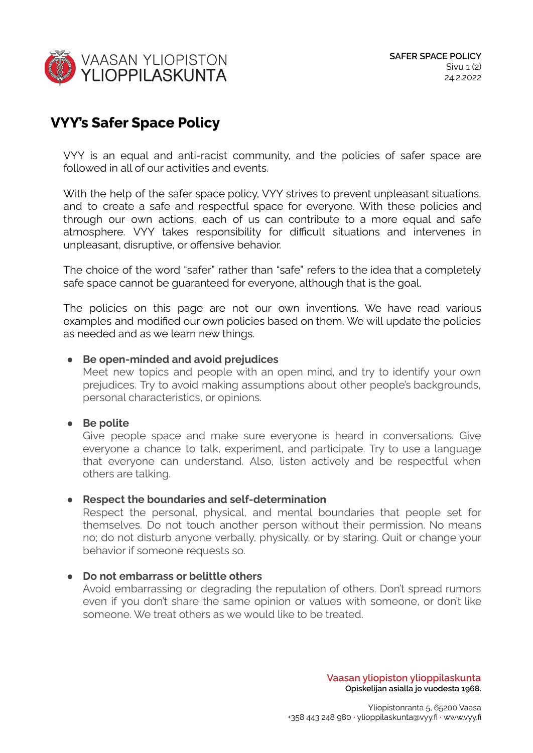# VYY's Safer Space Policy

VYY is an equal and anti-racist community, and the policies of safer space are followed in all of our activities and events.

With the help of the safer space policy, VYY strives to prevent unpleasant situations, and to create a safe and respectful space for everyone. With these policies and through our own actions, each of us can contribute to a more equal and safe atmosphere. VYY takes responsibility for difficult situations and intervenes in unpleasant, disruptive, or offensive behavior.

The choice of the word "safer" rather than "safe" refers to the idea that a completely safe space cannot be guaranteed for everyone, although that is the goal.

The policies on this page are not our own inventions. We have read various examples and modified our own policies based on them. We will update the policies as needed and as we learn new things.

- **Be open-minded and avoid prejudices**
  Meet new topics and people with an open mind, and try to identify your own prejudices. Try to avoid making assumptions about other people's backgrounds, personal characteristics, or opinions.

- **Be polite**
  Give people space and make sure everyone is heard in conversations. Give everyone a chance to talk, experiment, and participate. Try to use a language that everyone can understand. Also, listen actively and be respectful when others are talking.

- **Respect the boundaries and self-determination**
  Respect the personal, physical, and mental boundaries that people set for themselves. Do not touch another person without their permission. No means no; do not disturb anyone verbally, physically, or by staring. Quit or change your behavior if someone requests so.

- **Do not embarrass or belittle others**
  Avoid embarrassing or degrading the reputation of others. Don't spread rumors even if you don't share the same opinion or values with someone, or don't like someone. We treat others as we would like to be treated.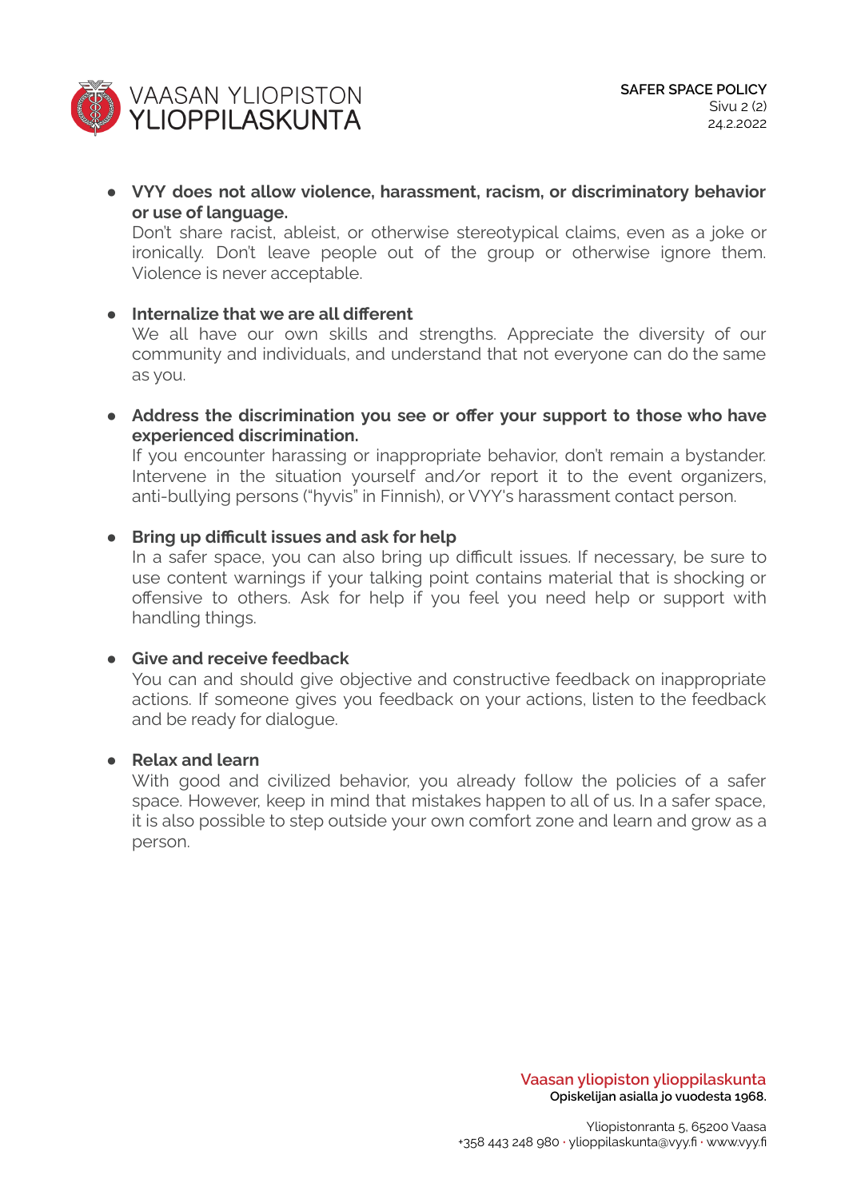- **VYY does not allow violence, harassment, racism, or discriminatory behavior or use of language.**
  Don't share racist, ableist, or otherwise stereotypical claims, even as a joke or ironically. Don't leave people out of the group or otherwise ignore them. Violence is never acceptable.

- **Internalize that we are all different**
  We all have our own skills and strengths. Appreciate the diversity of our community and individuals, and understand that not everyone can do the same as you.

- **Address the discrimination you see or offer your support to those who have experienced discrimination.**
  If you encounter harassing or inappropriate behavior, don't remain a bystander. Intervene in the situation yourself and/or report it to the event organizers, anti-bullying persons ("hyvis" in Finnish), or VYY's harassment contact person.

- **Bring up difficult issues and ask for help**
  In a safer space, you can also bring up difficult issues. If necessary, be sure to use content warnings if your talking point contains material that is shocking or offensive to others. Ask for help if you feel you need help or support with handling things.

- **Give and receive feedback**
  You can and should give objective and constructive feedback on inappropriate actions. If someone gives you feedback on your actions, listen to the feedback and be ready for dialogue.

- **Relax and learn**
  With good and civilized behavior, you already follow the policies of a safer space. However, keep in mind that mistakes happen to all of us. In a safer space, it is also possible to step outside your own comfort zone and learn and grow as a person.